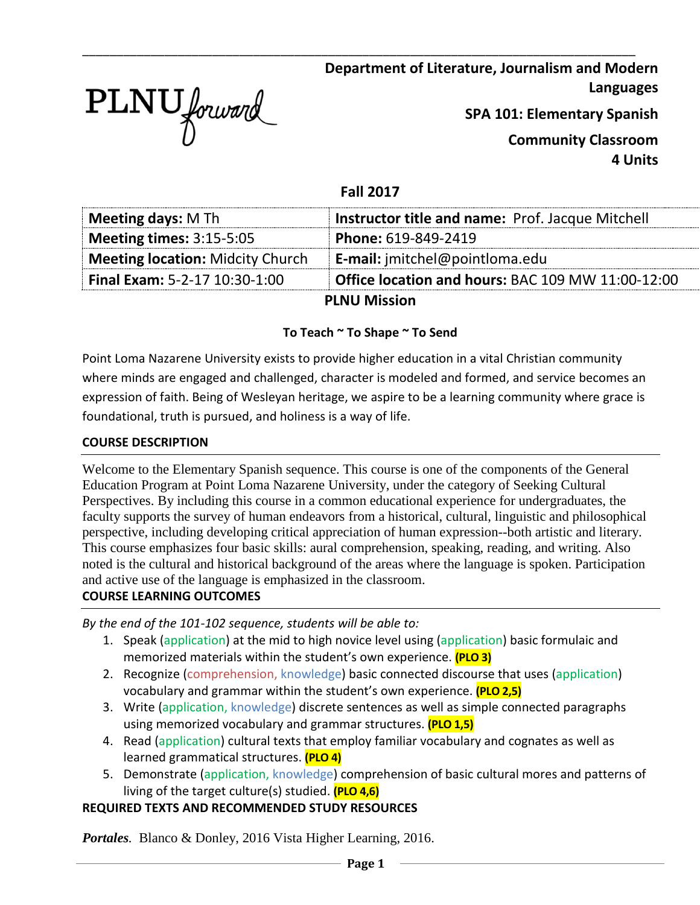PLNU forward

**Department of Literature, Journalism and Modern Languages**

**SPA 101: Elementary Spanish**

**Community Classroom**

**4 Units**

**Fall 2017**

| **Meeting days:** M Th | **Instructor title and name:** Prof. Jacque Mitchell |
|---|---|
| **Meeting times:** 3:15-5:05 | **Phone:** 619-849-2419 |
| **Meeting location:** Midcity Church | **E-mail:** jmitchel@pointloma.edu |
| **Final Exam:** 5-2-17 10:30-1:00 | **Office location and hours:** BAC 109 MW 11:00-12:00 |

## PLNU Mission

**To Teach ~ To Shape ~ To Send**

Point Loma Nazarene University exists to provide higher education in a vital Christian community where minds are engaged and challenged, character is modeled and formed, and service becomes an expression of faith. Being of Wesleyan heritage, we aspire to be a learning community where grace is foundational, truth is pursued, and holiness is a way of life.

## COURSE DESCRIPTION

Welcome to the Elementary Spanish sequence. This course is one of the components of the General Education Program at Point Loma Nazarene University, under the category of Seeking Cultural Perspectives. By including this course in a common educational experience for undergraduates, the faculty supports the survey of human endeavors from a historical, cultural, linguistic and philosophical perspective, including developing critical appreciation of human expression--both artistic and literary. This course emphasizes four basic skills: aural comprehension, speaking, reading, and writing. Also noted is the cultural and historical background of the areas where the language is spoken. Participation and active use of the language is emphasized in the classroom.

## COURSE LEARNING OUTCOMES

*By the end of the 101-102 sequence, students will be able to:*

1. Speak (application) at the mid to high novice level using (application) basic formulaic and memorized materials within the student's own experience. **(PLO 3)**
2. Recognize (comprehension, knowledge) basic connected discourse that uses (application) vocabulary and grammar within the student's own experience. **(PLO 2,5)**
3. Write (application, knowledge) discrete sentences as well as simple connected paragraphs using memorized vocabulary and grammar structures. **(PLO 1,5)**
4. Read (application) cultural texts that employ familiar vocabulary and cognates as well as learned grammatical structures. **(PLO 4)**
5. Demonstrate (application, knowledge) comprehension of basic cultural mores and patterns of living of the target culture(s) studied. **(PLO 4,6)**

## REQUIRED TEXTS AND RECOMMENDED STUDY RESOURCES

***Portales.*** Blanco & Donley, 2016 Vista Higher Learning, 2016.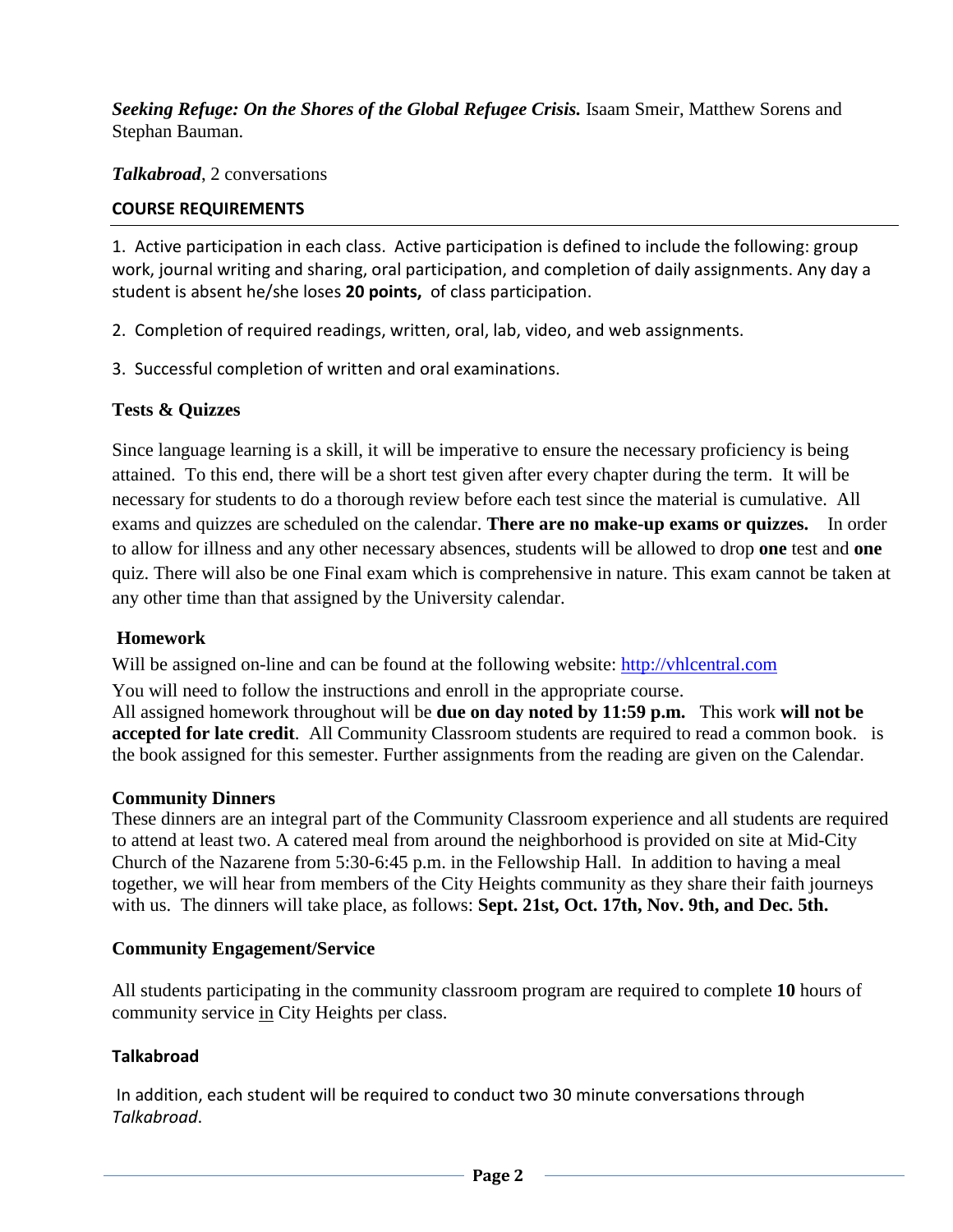***Seeking Refuge: On the Shores of the Global Refugee Crisis.*** Isaam Smeir, Matthew Sorens and Stephan Bauman.

***Talkabroad***, 2 conversations

## COURSE REQUIREMENTS

1. Active participation in each class. Active participation is defined to include the following: group work, journal writing and sharing, oral participation, and completion of daily assignments. Any day a student is absent he/she loses **20 points,** of class participation.

2. Completion of required readings, written, oral, lab, video, and web assignments.

3. Successful completion of written and oral examinations.

### Tests & Quizzes

Since language learning is a skill, it will be imperative to ensure the necessary proficiency is being attained. To this end, there will be a short test given after every chapter during the term. It will be necessary for students to do a thorough review before each test since the material is cumulative. All exams and quizzes are scheduled on the calendar. **There are no make-up exams or quizzes.** In order to allow for illness and any other necessary absences, students will be allowed to drop **one** test and **one** quiz. There will also be one Final exam which is comprehensive in nature. This exam cannot be taken at any other time than that assigned by the University calendar.

### Homework

Will be assigned on-line and can be found at the following website: http://vhlcentral.com

You will need to follow the instructions and enroll in the appropriate course.
All assigned homework throughout will be **due on day noted by 11:59 p.m.** This work **will not be accepted for late credit**. All Community Classroom students are required to read a common book. is the book assigned for this semester. Further assignments from the reading are given on the Calendar.

### Community Dinners

These dinners are an integral part of the Community Classroom experience and all students are required to attend at least two. A catered meal from around the neighborhood is provided on site at Mid-City Church of the Nazarene from 5:30-6:45 p.m. in the Fellowship Hall. In addition to having a meal together, we will hear from members of the City Heights community as they share their faith journeys with us. The dinners will take place, as follows: **Sept. 21st, Oct. 17th, Nov. 9th, and Dec. 5th.**

### Community Engagement/Service

All students participating in the community classroom program are required to complete **10** hours of community service in City Heights per class.

### Talkabroad

In addition, each student will be required to conduct two 30 minute conversations through *Talkabroad*.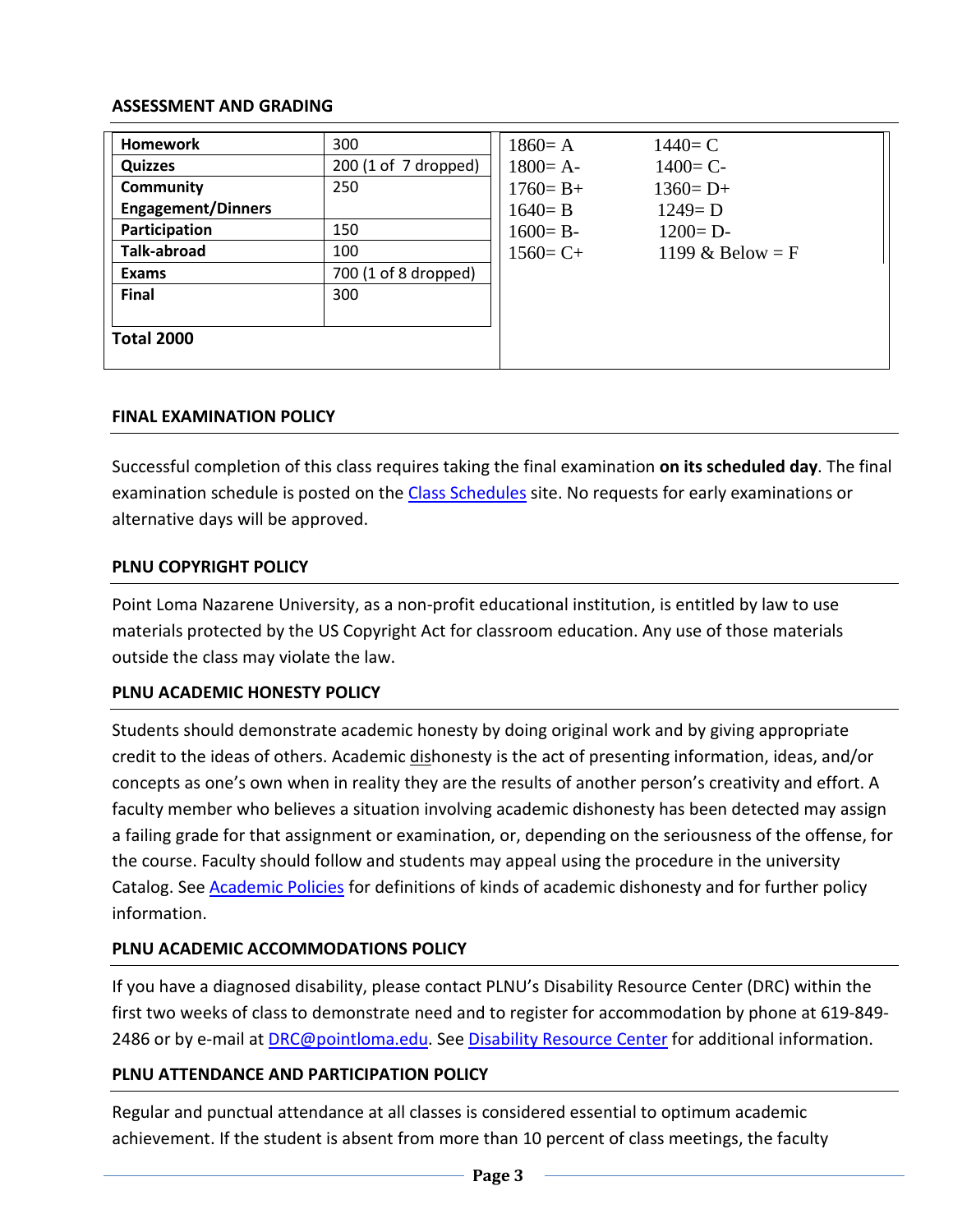## ASSESSMENT AND GRADING

| Homework | 300 |
|---|---|
| Quizzes | 200 (1 of 7 dropped) |
| Community Engagement/Dinners | 250 |
| Participation | 150 |
| Talk-abroad | 100 |
| Exams | 700 (1 of 8 dropped) |
| Final | 300 |
| **Total 2000** | |

| | |
|---|---|
| 1860= A | 1440= C |
| 1800= A- | 1400= C- |
| 1760= B+ | 1360= D+ |
| 1640= B | 1249= D |
| 1600= B- | 1200= D- |
| 1560= C+ | 1199 & Below = F |

## FINAL EXAMINATION POLICY

Successful completion of this class requires taking the final examination **on its scheduled day**. The final examination schedule is posted on the Class Schedules site. No requests for early examinations or alternative days will be approved.

## PLNU COPYRIGHT POLICY

Point Loma Nazarene University, as a non-profit educational institution, is entitled by law to use materials protected by the US Copyright Act for classroom education. Any use of those materials outside the class may violate the law.

## PLNU ACADEMIC HONESTY POLICY

Students should demonstrate academic honesty by doing original work and by giving appropriate credit to the ideas of others. Academic dishonesty is the act of presenting information, ideas, and/or concepts as one's own when in reality they are the results of another person's creativity and effort. A faculty member who believes a situation involving academic dishonesty has been detected may assign a failing grade for that assignment or examination, or, depending on the seriousness of the offense, for the course. Faculty should follow and students may appeal using the procedure in the university Catalog. See Academic Policies for definitions of kinds of academic dishonesty and for further policy information.

## PLNU ACADEMIC ACCOMMODATIONS POLICY

If you have a diagnosed disability, please contact PLNU's Disability Resource Center (DRC) within the first two weeks of class to demonstrate need and to register for accommodation by phone at 619-849-2486 or by e-mail at DRC@pointloma.edu. See Disability Resource Center for additional information.

## PLNU ATTENDANCE AND PARTICIPATION POLICY

Regular and punctual attendance at all classes is considered essential to optimum academic achievement. If the student is absent from more than 10 percent of class meetings, the faculty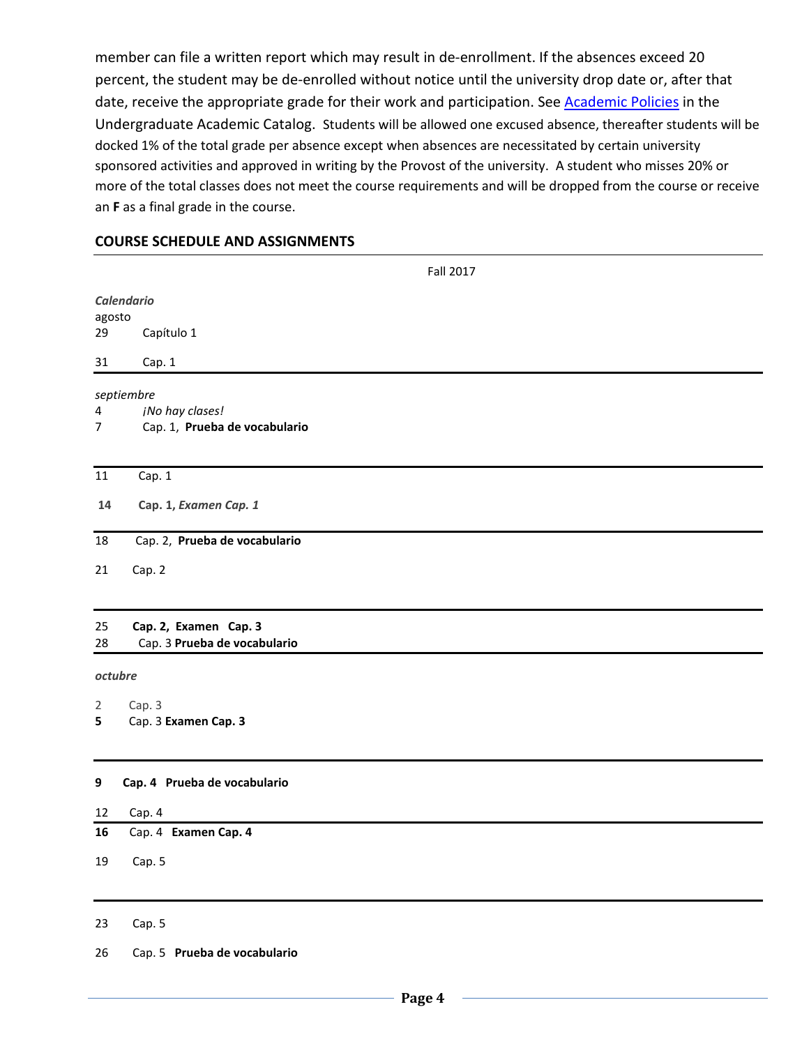member can file a written report which may result in de-enrollment. If the absences exceed 20 percent, the student may be de-enrolled without notice until the university drop date or, after that date, receive the appropriate grade for their work and participation. See Academic Policies in the Undergraduate Academic Catalog. Students will be allowed one excused absence, thereafter students will be docked 1% of the total grade per absence except when absences are necessitated by certain university sponsored activities and approved in writing by the Provost of the university. A student who misses 20% or more of the total classes does not meet the course requirements and will be dropped from the course or receive an **F** as a final grade in the course.

## COURSE SCHEDULE AND ASSIGNMENTS

Fall 2017

*Calendario*

agosto

29 Capítulo 1

31 Cap. 1

---

*septiembre*

4 *¡No hay clases!*

7 Cap. 1, **Prueba de vocabulario**

---

11 Cap. 1

**14 Cap. 1, *Examen Cap. 1***

---

18 Cap. 2, **Prueba de vocabulario**

21 Cap. 2

---

25 **Cap. 2, Examen Cap. 3**

28 Cap. 3 **Prueba de vocabulario**

---

*octubre*

2 Cap. 3

**5** Cap. 3 **Examen Cap. 3**

---

**9 Cap. 4 Prueba de vocabulario**

12 Cap. 4

---

**16** Cap. 4 **Examen Cap. 4**

19 Cap. 5

---

23 Cap. 5

26 Cap. 5 **Prueba de vocabulario**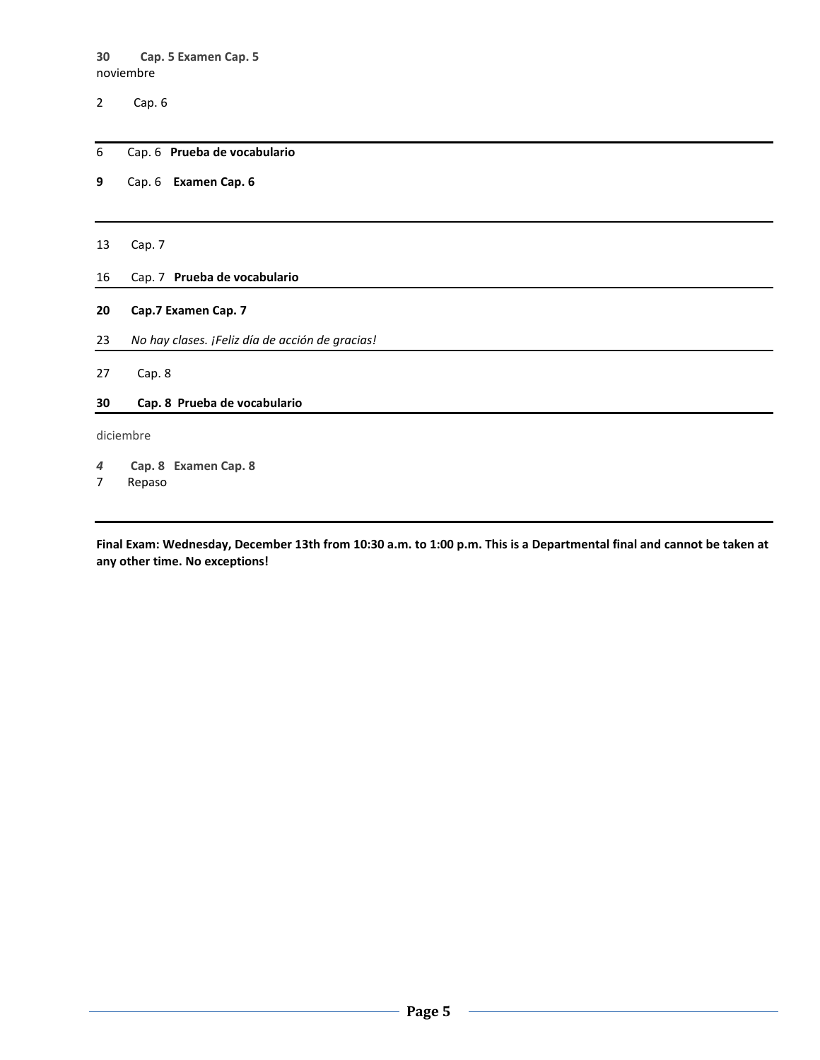**30 Cap. 5 Examen Cap. 5**
noviembre

2 Cap. 6

---

6 Cap. 6 **Prueba de vocabulario**

**9** Cap. 6 **Examen Cap. 6**

---

13 Cap. 7

16 Cap. 7 **Prueba de vocabulario**

---

**20 Cap.7 Examen Cap. 7**

23 *No hay clases. ¡Feliz día de acción de gracias!*

---

27 Cap. 8

**30 Cap. 8 Prueba de vocabulario**

---

diciembre

***4*** **Cap. 8 Examen Cap. 8**
7 Repaso

---

**Final Exam: Wednesday, December 13th from 10:30 a.m. to 1:00 p.m. This is a Departmental final and cannot be taken at any other time. No exceptions!**